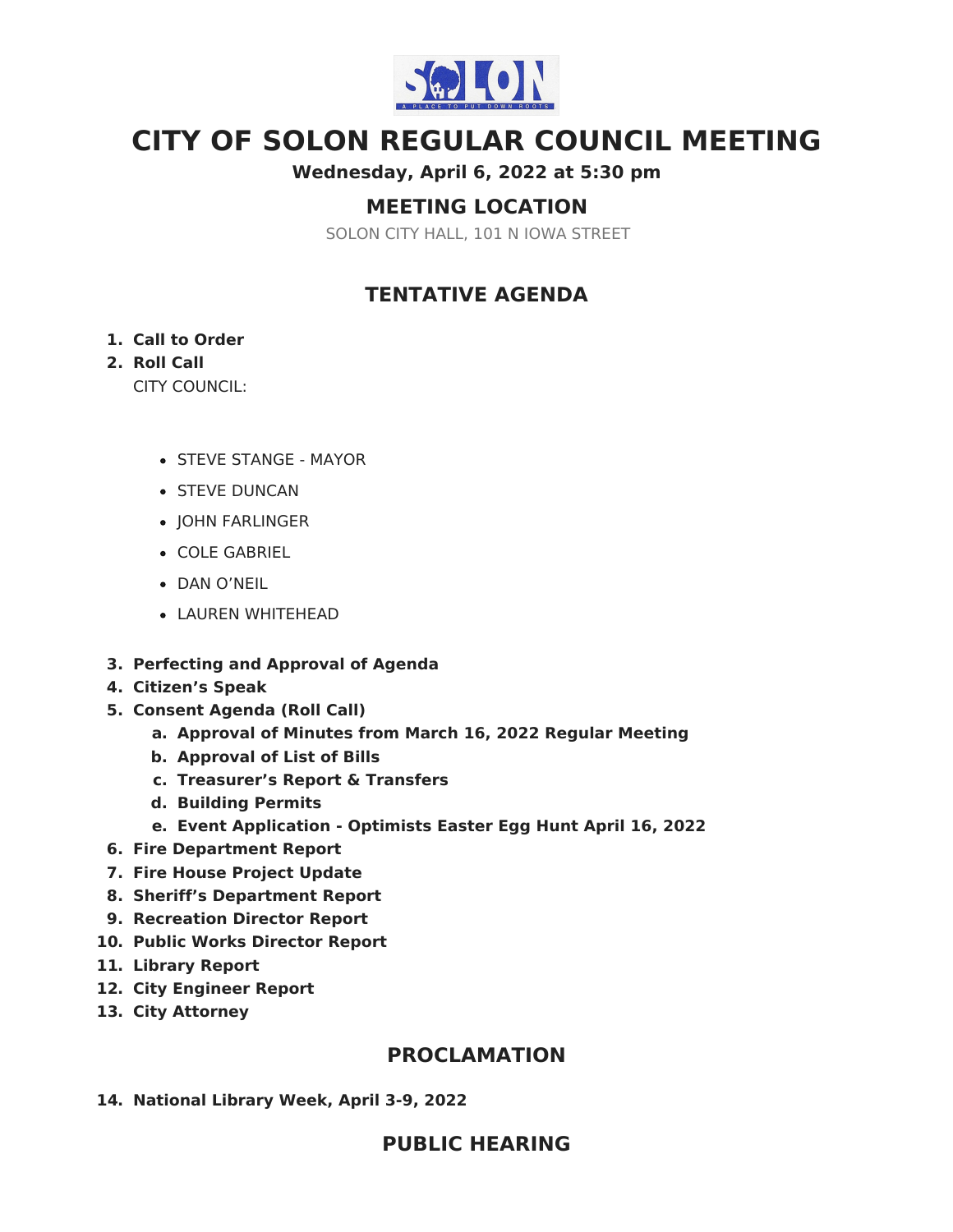# CITY OF SOLON REGULAR COUNCIL MEETING

**Wednesday, April 6, 2022 at 5:30 pm**

## MEETING LOCATION

SOLON CITY HALL, 101 N IOWA STREET

## TENTATIVE AGENDA

1. **Call to Order**
2. **Roll Call**

   CITY COUNCIL:

   - STEVE STANGE - MAYOR
   - STEVE DUNCAN
   - JOHN FARLINGER
   - COLE GABRIEL
   - DAN O'NEIL
   - LAUREN WHITEHEAD

3. **Perfecting and Approval of Agenda**
4. **Citizen's Speak**
5. **Consent Agenda (Roll Call)**
   a. **Approval of Minutes from March 16, 2022 Regular Meeting**
   b. **Approval of List of Bills**
   c. **Treasurer's Report & Transfers**
   d. **Building Permits**
   e. **Event Application - Optimists Easter Egg Hunt April 16, 2022**
6. **Fire Department Report**
7. **Fire House Project Update**
8. **Sheriff's Department Report**
9. **Recreation Director Report**
10. **Public Works Director Report**
11. **Library Report**
12. **City Engineer Report**
13. **City Attorney**

## PROCLAMATION

14. **National Library Week, April 3-9, 2022**

## PUBLIC HEARING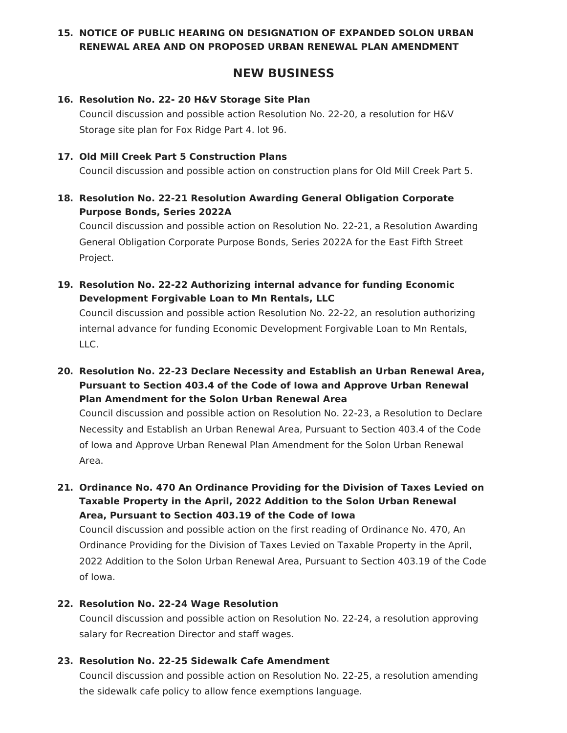15. **NOTICE OF PUBLIC HEARING ON DESIGNATION OF EXPANDED SOLON URBAN RENEWAL AREA AND ON PROPOSED URBAN RENEWAL PLAN AMENDMENT**

## NEW BUSINESS

16. **Resolution No. 22- 20 H&V Storage Site Plan**
    Council discussion and possible action Resolution No. 22-20, a resolution for H&V Storage site plan for Fox Ridge Part 4. lot 96.

17. **Old Mill Creek Part 5 Construction Plans**
    Council discussion and possible action on construction plans for Old Mill Creek Part 5.

18. **Resolution No. 22-21 Resolution Awarding General Obligation Corporate Purpose Bonds, Series 2022A**
    Council discussion and possible action on Resolution No. 22-21, a Resolution Awarding General Obligation Corporate Purpose Bonds, Series 2022A for the East Fifth Street Project.

19. **Resolution No. 22-22 Authorizing internal advance for funding Economic Development Forgivable Loan to Mn Rentals, LLC**
    Council discussion and possible action Resolution No. 22-22, an resolution authorizing internal advance for funding Economic Development Forgivable Loan to Mn Rentals, LLC.

20. **Resolution No. 22-23 Declare Necessity and Establish an Urban Renewal Area, Pursuant to Section 403.4 of the Code of Iowa and Approve Urban Renewal Plan Amendment for the Solon Urban Renewal Area**
    Council discussion and possible action on Resolution No. 22-23, a Resolution to Declare Necessity and Establish an Urban Renewal Area, Pursuant to Section 403.4 of the Code of Iowa and Approve Urban Renewal Plan Amendment for the Solon Urban Renewal Area.

21. **Ordinance No. 470 An Ordinance Providing for the Division of Taxes Levied on Taxable Property in the April, 2022 Addition to the Solon Urban Renewal Area, Pursuant to Section 403.19 of the Code of Iowa**
    Council discussion and possible action on the first reading of Ordinance No. 470, An Ordinance Providing for the Division of Taxes Levied on Taxable Property in the April, 2022 Addition to the Solon Urban Renewal Area, Pursuant to Section 403.19 of the Code of Iowa.

22. **Resolution No. 22-24 Wage Resolution**
    Council discussion and possible action on Resolution No. 22-24, a resolution approving salary for Recreation Director and staff wages.

23. **Resolution No. 22-25 Sidewalk Cafe Amendment**
    Council discussion and possible action on Resolution No. 22-25, a resolution amending the sidewalk cafe policy to allow fence exemptions language.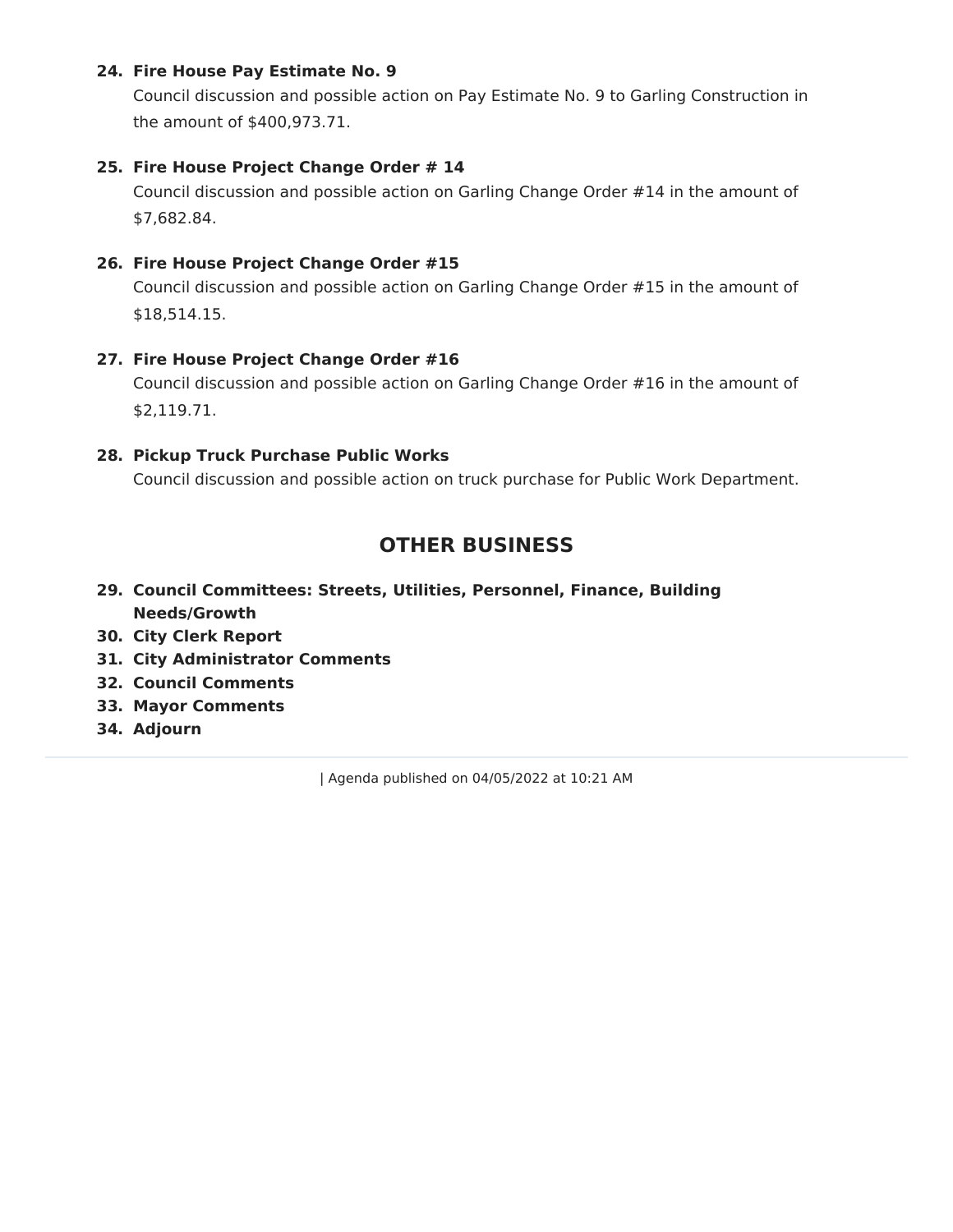24. **Fire House Pay Estimate No. 9**

    Council discussion and possible action on Pay Estimate No. 9 to Garling Construction in the amount of $400,973.71.

25. **Fire House Project Change Order # 14**

    Council discussion and possible action on Garling Change Order #14 in the amount of $7,682.84.

26. **Fire House Project Change Order #15**

    Council discussion and possible action on Garling Change Order #15 in the amount of $18,514.15.

27. **Fire House Project Change Order #16**

    Council discussion and possible action on Garling Change Order #16 in the amount of $2,119.71.

28. **Pickup Truck Purchase Public Works**

    Council discussion and possible action on truck purchase for Public Work Department.

## OTHER BUSINESS

29. **Council Committees: Streets, Utilities, Personnel, Finance, Building Needs/Growth**
30. **City Clerk Report**
31. **City Administrator Comments**
32. **Council Comments**
33. **Mayor Comments**
34. **Adjourn**

---

| Agenda published on 04/05/2022 at 10:21 AM